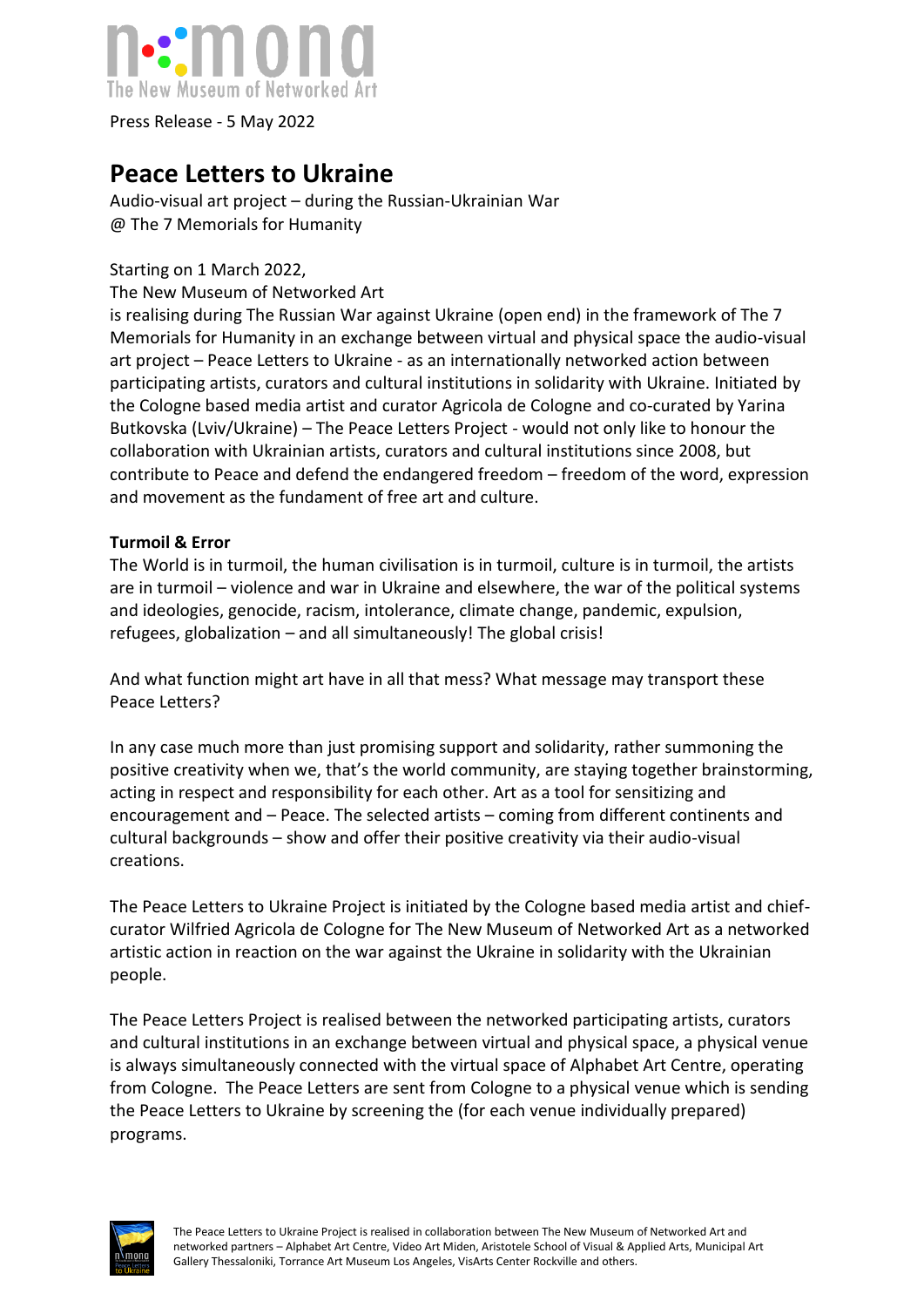Press Release - 5 May 2022

# Peace Letters to Ukraine

Audio-visual art project – during the Russian-Ukrainian War
@ The 7 Memorials for Humanity

Starting on 1 March 2022,
The New Museum of Networked Art
is realising during The Russian War against Ukraine (open end) in the framework of The 7 Memorials for Humanity in an exchange between virtual and physical space the audio-visual art project – Peace Letters to Ukraine - as an internationally networked action between participating artists, curators and cultural institutions in solidarity with Ukraine. Initiated by the Cologne based media artist and curator Agricola de Cologne and co-curated by Yarina Butkovska (Lviv/Ukraine) – The Peace Letters Project - would not only like to honour the collaboration with Ukrainian artists, curators and cultural institutions since 2008, but contribute to Peace and defend the endangered freedom – freedom of the word, expression and movement as the fundament of free art and culture.

**Turmoil & Error**

The World is in turmoil, the human civilisation is in turmoil, culture is in turmoil, the artists are in turmoil – violence and war in Ukraine and elsewhere, the war of the political systems and ideologies, genocide, racism, intolerance, climate change, pandemic, expulsion, refugees, globalization – and all simultaneously! The global crisis!

And what function might art have in all that mess? What message may transport these Peace Letters?

In any case much more than just promising support and solidarity, rather summoning the positive creativity when we, that's the world community, are staying together brainstorming, acting in respect and responsibility for each other. Art as a tool for sensitizing and encouragement and – Peace. The selected artists – coming from different continents and cultural backgrounds – show and offer their positive creativity via their audio-visual creations.

The Peace Letters to Ukraine Project is initiated by the Cologne based media artist and chief-curator Wilfried Agricola de Cologne for The New Museum of Networked Art as a networked artistic action in reaction on the war against the Ukraine in solidarity with the Ukrainian people.

The Peace Letters Project is realised between the networked participating artists, curators and cultural institutions in an exchange between virtual and physical space, a physical venue is always simultaneously connected with the virtual space of Alphabet Art Centre, operating from Cologne. The Peace Letters are sent from Cologne to a physical venue which is sending the Peace Letters to Ukraine by screening the (for each venue individually prepared) programs.

The Peace Letters to Ukraine Project is realised in collaboration between The New Museum of Networked Art and networked partners – Alphabet Art Centre, Video Art Miden, Aristotele School of Visual & Applied Arts, Municipal Art Gallery Thessaloniki, Torrance Art Museum Los Angeles, VisArts Center Rockville and others.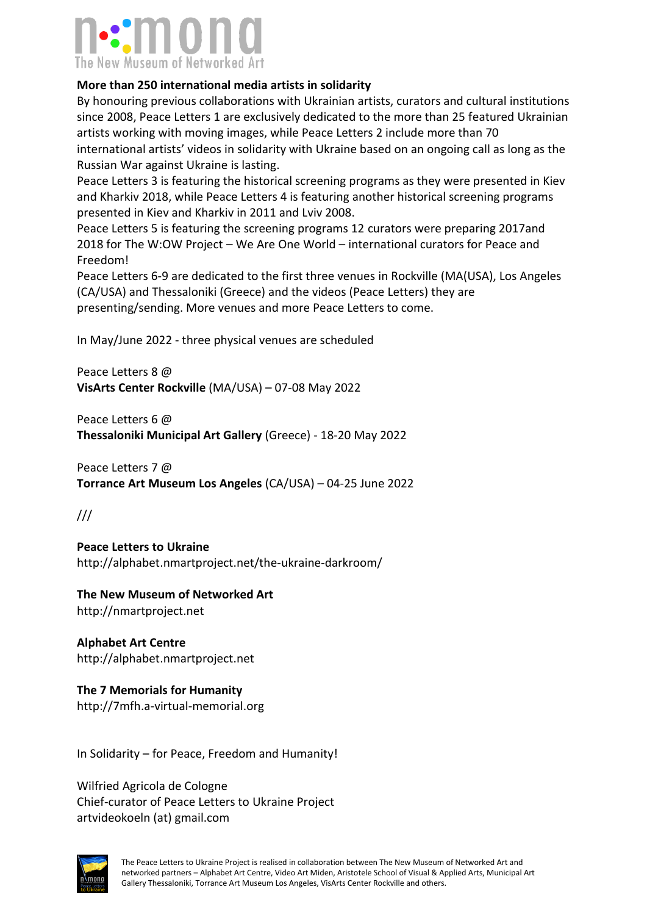**More than 250 international media artists in solidarity**

By honouring previous collaborations with Ukrainian artists, curators and cultural institutions since 2008, Peace Letters 1 are exclusively dedicated to the more than 25 featured Ukrainian artists working with moving images, while Peace Letters 2 include more than 70 international artists' videos in solidarity with Ukraine based on an ongoing call as long as the Russian War against Ukraine is lasting.

Peace Letters 3 is featuring the historical screening programs as they were presented in Kiev and Kharkiv 2018, while Peace Letters 4 is featuring another historical screening programs presented in Kiev and Kharkiv in 2011 and Lviv 2008.

Peace Letters 5 is featuring the screening programs 12 curators were preparing 2017and 2018 for The W:OW Project – We Are One World – international curators for Peace and Freedom!

Peace Letters 6-9 are dedicated to the first three venues in Rockville (MA(USA), Los Angeles (CA/USA) and Thessaloniki (Greece) and the videos (Peace Letters) they are presenting/sending. More venues and more Peace Letters to come.

In May/June 2022 - three physical venues are scheduled

Peace Letters 8 @
**VisArts Center Rockville** (MA/USA) – 07-08 May 2022

Peace Letters 6 @
**Thessaloniki Municipal Art Gallery** (Greece) - 18-20 May 2022

Peace Letters 7 @
**Torrance Art Museum Los Angeles** (CA/USA) – 04-25 June 2022

///

**Peace Letters to Ukraine**
http://alphabet.nmartproject.net/the-ukraine-darkroom/

**The New Museum of Networked Art**
http://nmartproject.net

**Alphabet Art Centre**
http://alphabet.nmartproject.net

**The 7 Memorials for Humanity**
http://7mfh.a-virtual-memorial.org

In Solidarity – for Peace, Freedom and Humanity!

Wilfried Agricola de Cologne
Chief-curator of Peace Letters to Ukraine Project
artvideokoeln (at) gmail.com

The Peace Letters to Ukraine Project is realised in collaboration between The New Museum of Networked Art and networked partners – Alphabet Art Centre, Video Art Miden, Aristotele School of Visual & Applied Arts, Municipal Art Gallery Thessaloniki, Torrance Art Museum Los Angeles, VisArts Center Rockville and others.